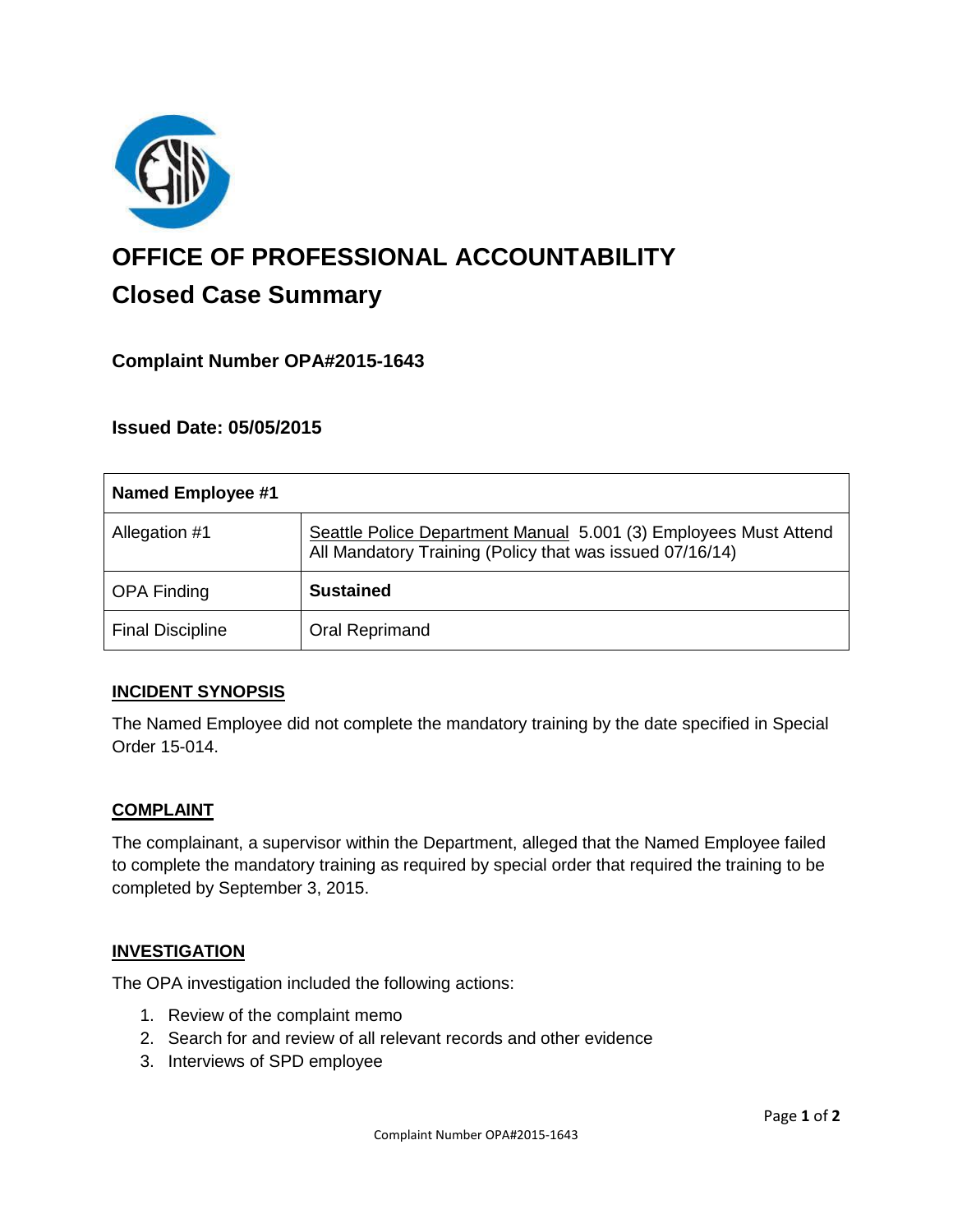# OFFICE OF PROFESSIONAL ACCOUNTABILITY

## Closed Case Summary

### Complaint Number OPA#2015-1643

### Issued Date: 05/05/2015

| Named Employee #1 | |
|---|---|
| Allegation #1 | Seattle Police Department Manual 5.001 (3) Employees Must Attend All Mandatory Training (Policy that was issued 07/16/14) |
| OPA Finding | **Sustained** |
| Final Discipline | Oral Reprimand |

**INCIDENT SYNOPSIS**

The Named Employee did not complete the mandatory training by the date specified in Special Order 15-014.

**COMPLAINT**

The complainant, a supervisor within the Department, alleged that the Named Employee failed to complete the mandatory training as required by special order that required the training to be completed by September 3, 2015.

**INVESTIGATION**

The OPA investigation included the following actions:

1. Review of the complaint memo
2. Search for and review of all relevant records and other evidence
3. Interviews of SPD employee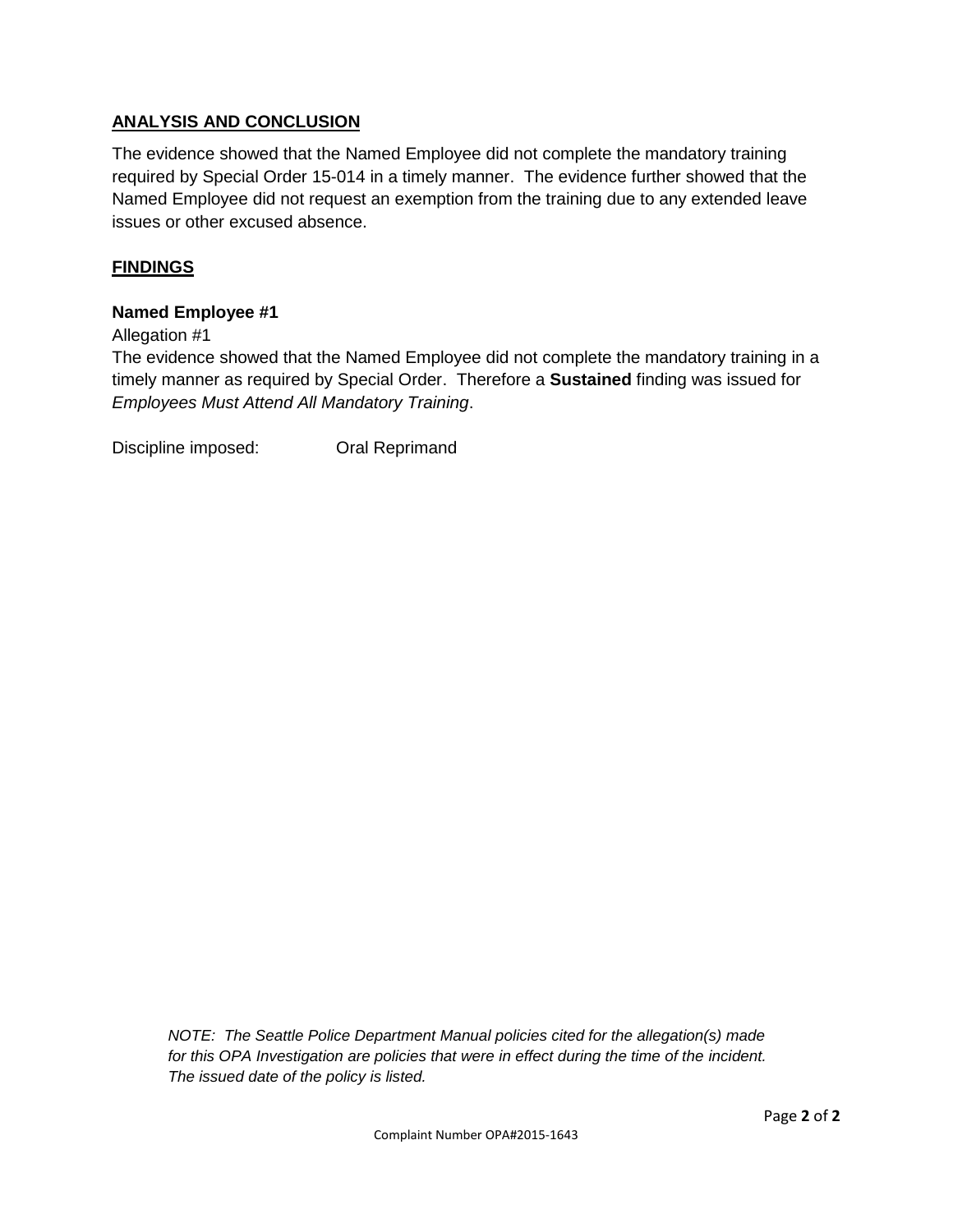## ANALYSIS AND CONCLUSION

The evidence showed that the Named Employee did not complete the mandatory training required by Special Order 15-014 in a timely manner. The evidence further showed that the Named Employee did not request an exemption from the training due to any extended leave issues or other excused absence.

## FINDINGS

**Named Employee #1**

Allegation #1

The evidence showed that the Named Employee did not complete the mandatory training in a timely manner as required by Special Order. Therefore a **Sustained** finding was issued for *Employees Must Attend All Mandatory Training*.

Discipline imposed: Oral Reprimand

*NOTE: The Seattle Police Department Manual policies cited for the allegation(s) made for this OPA Investigation are policies that were in effect during the time of the incident. The issued date of the policy is listed.*

Complaint Number OPA#2015-1643